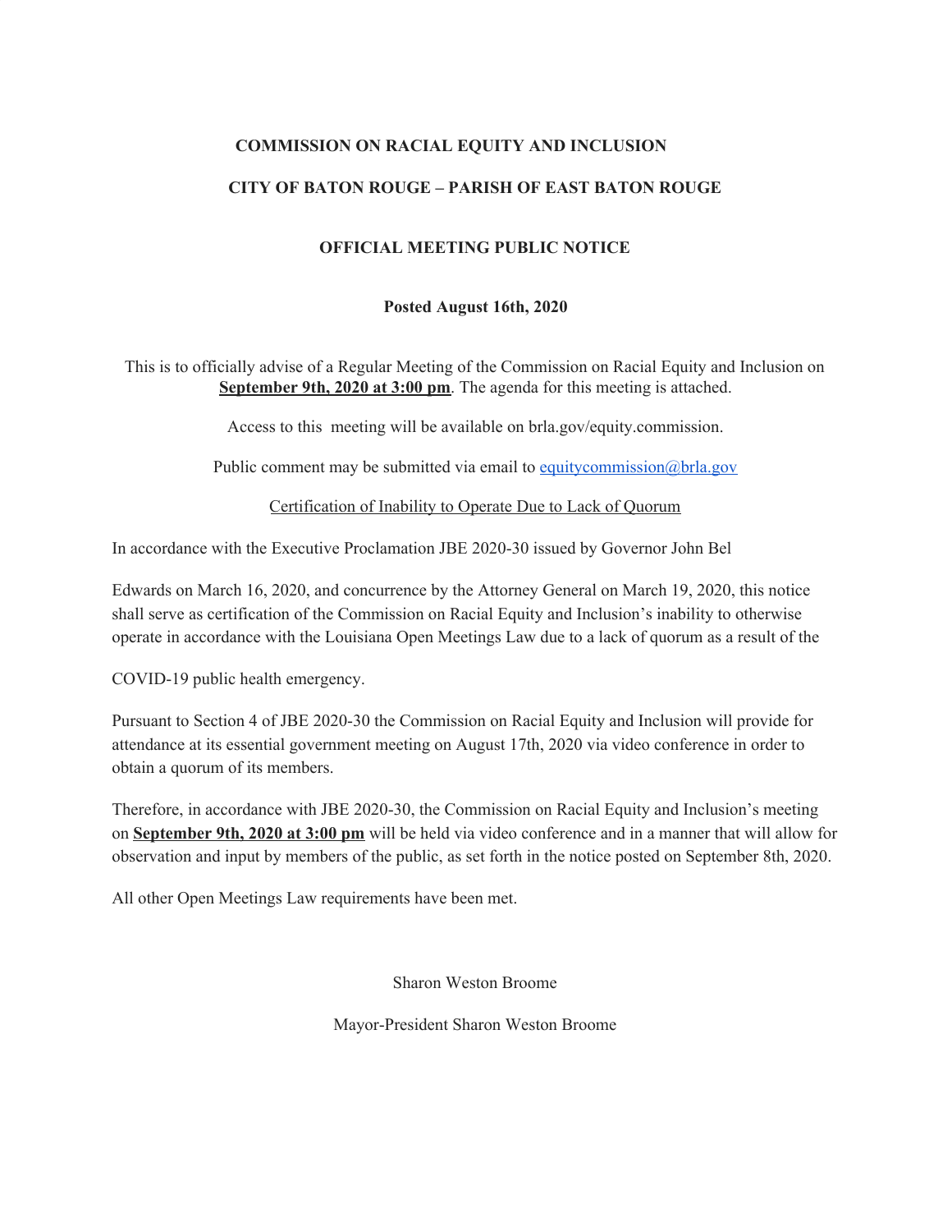**COMMISSION ON RACIAL EQUITY AND INCLUSION**

**CITY OF BATON ROUGE – PARISH OF EAST BATON ROUGE**

**OFFICIAL MEETING PUBLIC NOTICE**

**Posted August 16th, 2020**

This is to officially advise of a Regular Meeting of the Commission on Racial Equity and Inclusion on **September 9th, 2020 at 3:00 pm**. The agenda for this meeting is attached.

Access to this meeting will be available on brla.gov/equity.commission.

Public comment may be submitted via email to equitycommission@brla.gov

Certification of Inability to Operate Due to Lack of Quorum

In accordance with the Executive Proclamation JBE 2020-30 issued by Governor John Bel Edwards on March 16, 2020, and concurrence by the Attorney General on March 19, 2020, this notice shall serve as certification of the Commission on Racial Equity and Inclusion's inability to otherwise operate in accordance with the Louisiana Open Meetings Law due to a lack of quorum as a result of the COVID-19 public health emergency.

Pursuant to Section 4 of JBE 2020-30 the Commission on Racial Equity and Inclusion will provide for attendance at its essential government meeting on August 17th, 2020 via video conference in order to obtain a quorum of its members.

Therefore, in accordance with JBE 2020-30, the Commission on Racial Equity and Inclusion's meeting on **September 9th, 2020 at 3:00 pm** will be held via video conference and in a manner that will allow for observation and input by members of the public, as set forth in the notice posted on September 8th, 2020.

All other Open Meetings Law requirements have been met.

Sharon Weston Broome

Mayor-President Sharon Weston Broome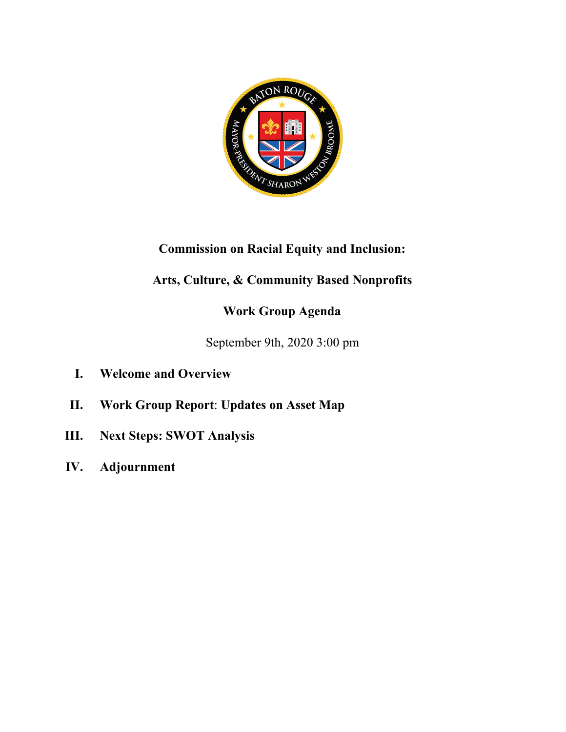**Commission on Racial Equity and Inclusion:**

**Arts, Culture, & Community Based Nonprofits**

**Work Group Agenda**

September 9th, 2020 3:00 pm

I. **Welcome and Overview**

II. **Work Group Report**: **Updates on Asset Map**

III. **Next Steps: SWOT Analysis**

IV. **Adjournment**